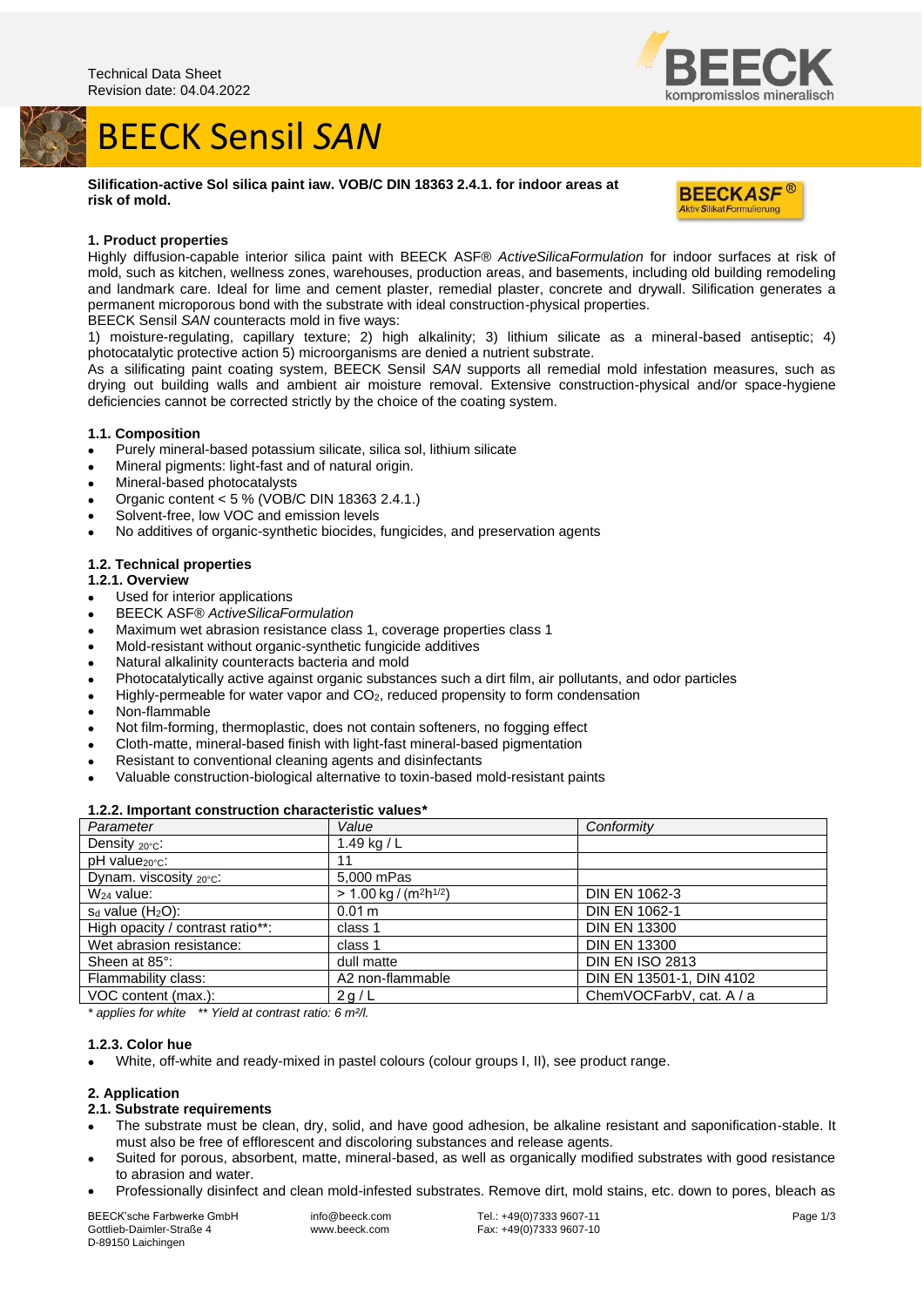Technical Data Sheet
Revision date: 04.04.2022

# BEECK Sensil *SAN*

**Silification-active Sol silica paint iaw. VOB/C DIN 18363 2.4.1. for indoor areas at risk of mold.**

## 1. Product properties

Highly diffusion-capable interior silica paint with BEECK ASF® *ActiveSilicaFormulation* for indoor surfaces at risk of mold, such as kitchen, wellness zones, warehouses, production areas, and basements, including old building remodeling and landmark care. Ideal for lime and cement plaster, remedial plaster, concrete and drywall. Silification generates a permanent microporous bond with the substrate with ideal construction-physical properties.

BEECK Sensil *SAN* counteracts mold in five ways:

1) moisture-regulating, capillary texture; 2) high alkalinity; 3) lithium silicate as a mineral-based antiseptic; 4) photocatalytic protective action 5) microorganisms are denied a nutrient substrate.

As a silificating paint coating system, BEECK Sensil *SAN* supports all remedial mold infestation measures, such as drying out building walls and ambient air moisture removal. Extensive construction-physical and/or space-hygiene deficiencies cannot be corrected strictly by the choice of the coating system.

### 1.1. Composition

- Purely mineral-based potassium silicate, silica sol, lithium silicate
- Mineral pigments: light-fast and of natural origin.
- Mineral-based photocatalysts
- Organic content < 5 % (VOB/C DIN 18363 2.4.1.)
- Solvent-free, low VOC and emission levels
- No additives of organic-synthetic biocides, fungicides, and preservation agents

### 1.2. Technical properties

#### 1.2.1. Overview

- Used for interior applications
- BEECK ASF® *ActiveSilicaFormulation*
- Maximum wet abrasion resistance class 1, coverage properties class 1
- Mold-resistant without organic-synthetic fungicide additives
- Natural alkalinity counteracts bacteria and mold
- Photocatalytically active against organic substances such a dirt film, air pollutants, and odor particles
- Highly-permeable for water vapor and $CO_2$, reduced propensity to form condensation
- Non-flammable
- Not film-forming, thermoplastic, does not contain softeners, no fogging effect
- Cloth-matte, mineral-based finish with light-fast mineral-based pigmentation
- Resistant to conventional cleaning agents and disinfectants
- Valuable construction-biological alternative to toxin-based mold-resistant paints

#### 1.2.2. Important construction characteristic values*

| *Parameter* | *Value* | *Conformity* |
|---|---|---|
| Density $_{20°C}$: | 1.49 kg / L | |
| pH value$_{20°C}$: | 11 | |
| Dynam. viscosity $_{20°C}$: | 5,000 mPas | |
| $W_{24}$ value: | > 1.00 kg / ($m^2h^{1/2}$) | DIN EN 1062-3 |
| $s_d$ value ($H_2O$): | 0.01 m | DIN EN 1062-1 |
| High opacity / contrast ratio**: | class 1 | DIN EN 13300 |
| Wet abrasion resistance: | class 1 | DIN EN 13300 |
| Sheen at 85°: | dull matte | DIN EN ISO 2813 |
| Flammability class: | A2 non-flammable | DIN EN 13501-1, DIN 4102 |
| VOC content (max.): | 2 g / L | ChemVOCFarbV, cat. A / a |

*\* applies for white  \*\* Yield at contrast ratio: 6 m²/l.*

#### 1.2.3. Color hue

- White, off-white and ready-mixed in pastel colours (colour groups I, II), see product range.

## 2. Application

### 2.1. Substrate requirements

- The substrate must be clean, dry, solid, and have good adhesion, be alkaline resistant and saponification-stable. It must also be free of efflorescent and discoloring substances and release agents.
- Suited for porous, absorbent, matte, mineral-based, as well as organically modified substrates with good resistance to abrasion and water.
- Professionally disinfect and clean mold-infested substrates. Remove dirt, mold stains, etc. down to pores, bleach as

BEECK'sche Farbwerke GmbH
Gottlieb-Daimler-Straße 4
D-89150 Laichingen
info@beeck.com
www.beeck.com
Tel.: +49(0)7333 9607-11
Fax: +49(0)7333 9607-10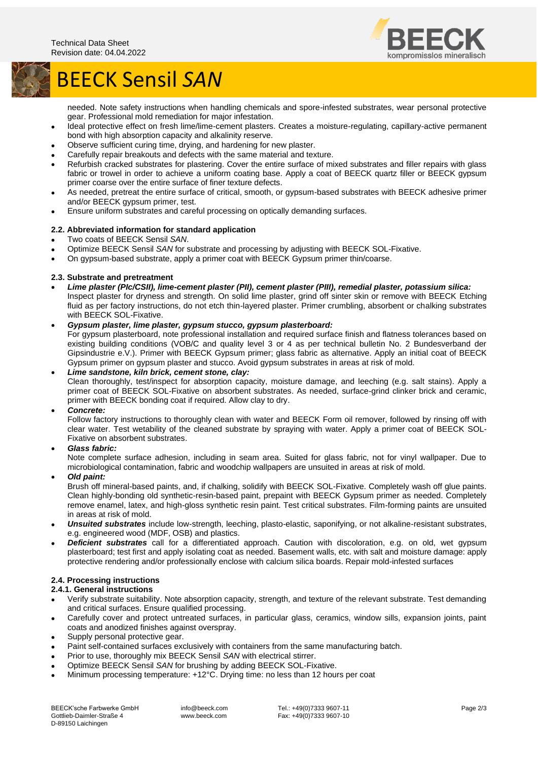needed. Note safety instructions when handling chemicals and spore-infested substrates, wear personal protective gear. Professional mold remediation for major infestation.

- Ideal protective effect on fresh lime/lime-cement plasters. Creates a moisture-regulating, capillary-active permanent bond with high absorption capacity and alkalinity reserve.
- Observe sufficient curing time, drying, and hardening for new plaster.
- Carefully repair breakouts and defects with the same material and texture.
- Refurbish cracked substrates for plastering. Cover the entire surface of mixed substrates and filler repairs with glass fabric or trowel in order to achieve a uniform coating base. Apply a coat of BEECK quartz filler or BEECK gypsum primer coarse over the entire surface of finer texture defects.
- As needed, pretreat the entire surface of critical, smooth, or gypsum-based substrates with BEECK adhesive primer and/or BEECK gypsum primer, test.
- Ensure uniform substrates and careful processing on optically demanding surfaces.

### 2.2. Abbreviated information for standard application

- Two coats of BEECK Sensil *SAN*.
- Optimize BEECK Sensil *SAN* for substrate and processing by adjusting with BEECK SOL-Fixative.
- On gypsum-based substrate, apply a primer coat with BEECK Gypsum primer thin/coarse.

### 2.3. Substrate and pretreatment

- ***Lime plaster (PIc/CSII), lime-cement plaster (PII), cement plaster (PIII), remedial plaster, potassium silica:***
  Inspect plaster for dryness and strength. On solid lime plaster, grind off sinter skin or remove with BEECK Etching fluid as per factory instructions, do not etch thin-layered plaster. Primer crumbling, absorbent or chalking substrates with BEECK SOL-Fixative.
- ***Gypsum plaster, lime plaster, gypsum stucco, gypsum plasterboard:***
  For gypsum plasterboard, note professional installation and required surface finish and flatness tolerances based on existing building conditions (VOB/C and quality level 3 or 4 as per technical bulletin No. 2 Bundesverband der Gipsindustrie e.V.). Primer with BEECK Gypsum primer; glass fabric as alternative. Apply an initial coat of BEECK Gypsum primer on gypsum plaster and stucco. Avoid gypsum substrates in areas at risk of mold.
- ***Lime sandstone, kiln brick, cement stone, clay:***
  Clean thoroughly, test/inspect for absorption capacity, moisture damage, and leeching (e.g. salt stains). Apply a primer coat of BEECK SOL-Fixative on absorbent substrates. As needed, surface-grind clinker brick and ceramic, primer with BEECK bonding coat if required. Allow clay to dry.
- ***Concrete:***
  Follow factory instructions to thoroughly clean with water and BEECK Form oil remover, followed by rinsing off with clear water. Test wetability of the cleaned substrate by spraying with water. Apply a primer coat of BEECK SOL-Fixative on absorbent substrates.
- ***Glass fabric:***
  Note complete surface adhesion, including in seam area. Suited for glass fabric, not for vinyl wallpaper. Due to microbiological contamination, fabric and woodchip wallpapers are unsuited in areas at risk of mold.
- ***Old paint:***
  Brush off mineral-based paints, and, if chalking, solidify with BEECK SOL-Fixative. Completely wash off glue paints. Clean highly-bonding old synthetic-resin-based paint, prepaint with BEECK Gypsum primer as needed. Completely remove enamel, latex, and high-gloss synthetic resin paint. Test critical substrates. Film-forming paints are unsuited in areas at risk of mold.
- ***Unsuited substrates*** include low-strength, leeching, plasto-elastic, saponifying, or not alkaline-resistant substrates, e.g. engineered wood (MDF, OSB) and plastics.
- ***Deficient substrates*** call for a differentiated approach. Caution with discoloration, e.g. on old, wet gypsum plasterboard; test first and apply isolating coat as needed. Basement walls, etc. with salt and moisture damage: apply protective rendering and/or professionally enclose with calcium silica boards. Repair mold-infested surfaces

### 2.4. Processing instructions

#### 2.4.1. General instructions

- Verify substrate suitability. Note absorption capacity, strength, and texture of the relevant substrate. Test demanding and critical surfaces. Ensure qualified processing.
- Carefully cover and protect untreated surfaces, in particular glass, ceramics, window sills, expansion joints, paint coats and anodized finishes against overspray.
- Supply personal protective gear.
- Paint self-contained surfaces exclusively with containers from the same manufacturing batch.
- Prior to use, thoroughly mix BEECK Sensil *SAN* with electrical stirrer.
- Optimize BEECK Sensil *SAN* for brushing by adding BEECK SOL-Fixative.
- Minimum processing temperature: +12°C. Drying time: no less than 12 hours per coat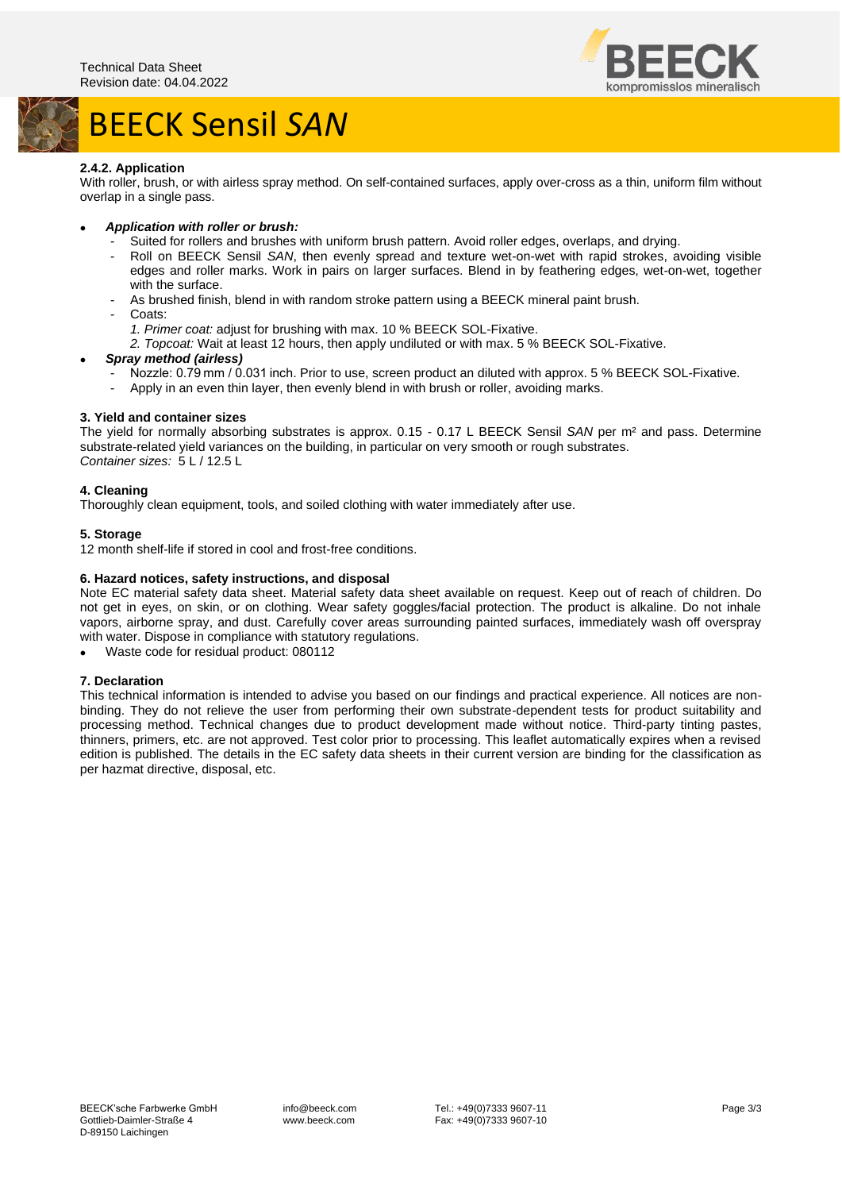# BEECK Sensil *SAN*

#### 2.4.2. Application

With roller, brush, or with airless spray method. On self-contained surfaces, apply over-cross as a thin, uniform film without overlap in a single pass.

- ***Application with roller or brush:***
  - Suited for rollers and brushes with uniform brush pattern. Avoid roller edges, overlaps, and drying.
  - Roll on BEECK Sensil *SAN*, then evenly spread and texture wet-on-wet with rapid strokes, avoiding visible edges and roller marks. Work in pairs on larger surfaces. Blend in by feathering edges, wet-on-wet, together with the surface.
  - As brushed finish, blend in with random stroke pattern using a BEECK mineral paint brush.
  - Coats:
    *1. Primer coat:* adjust for brushing with max. 10 % BEECK SOL-Fixative.
    *2. Topcoat:* Wait at least 12 hours, then apply undiluted or with max. 5 % BEECK SOL-Fixative.
- ***Spray method (airless)***
  - Nozzle: 0.79 mm / 0.031 inch. Prior to use, screen product an diluted with approx. 5 % BEECK SOL-Fixative.
  - Apply in an even thin layer, then evenly blend in with brush or roller, avoiding marks.

## 3. Yield and container sizes

The yield for normally absorbing substrates is approx. 0.15 - 0.17 L BEECK Sensil *SAN* per m² and pass. Determine substrate-related yield variances on the building, in particular on very smooth or rough substrates.
*Container sizes:* 5 L / 12.5 L

## 4. Cleaning

Thoroughly clean equipment, tools, and soiled clothing with water immediately after use.

## 5. Storage

12 month shelf-life if stored in cool and frost-free conditions.

## 6. Hazard notices, safety instructions, and disposal

Note EC material safety data sheet. Material safety data sheet available on request. Keep out of reach of children. Do not get in eyes, on skin, or on clothing. Wear safety goggles/facial protection. The product is alkaline. Do not inhale vapors, airborne spray, and dust. Carefully cover areas surrounding painted surfaces, immediately wash off overspray with water. Dispose in compliance with statutory regulations.

- Waste code for residual product: 080112

## 7. Declaration

This technical information is intended to advise you based on our findings and practical experience. All notices are non-binding. They do not relieve the user from performing their own substrate-dependent tests for product suitability and processing method. Technical changes due to product development made without notice. Third-party tinting pastes, thinners, primers, etc. are not approved. Test color prior to processing. This leaflet automatically expires when a revised edition is published. The details in the EC safety data sheets in their current version are binding for the classification as per hazmat directive, disposal, etc.